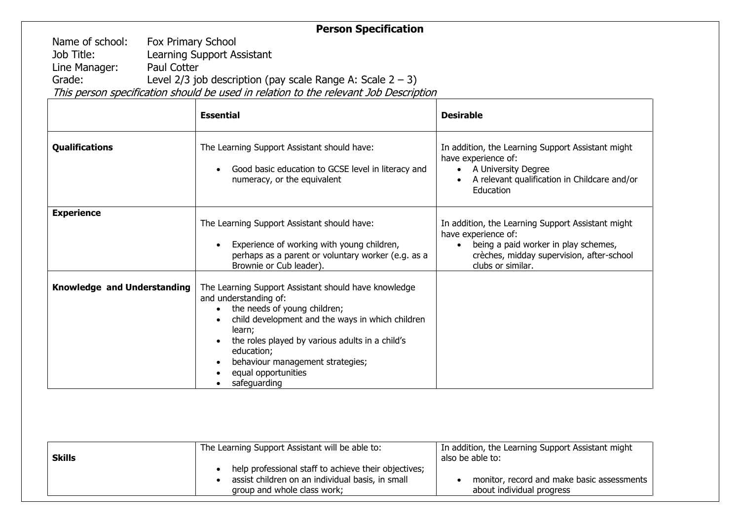# Person Specification

Name of school: Fox Primary School
Job Title: Learning Support Assistant
Line Manager: Paul Cotter
Grade: Level 2/3 job description (pay scale Range A: Scale 2 – 3)

*This person specification should be used in relation to the relevant Job Description*

| | **Essential** | **Desirable** |
|---|---|---|
| **Qualifications** | The Learning Support Assistant should have:<br>• Good basic education to GCSE level in literacy and numeracy, or the equivalent | In addition, the Learning Support Assistant might have experience of:<br>• A University Degree<br>• A relevant qualification in Childcare and/or Education |
| **Experience** | The Learning Support Assistant should have:<br>• Experience of working with young children, perhaps as a parent or voluntary worker (e.g. as a Brownie or Cub leader). | In addition, the Learning Support Assistant might have experience of:<br>• being a paid worker in play schemes, crèches, midday supervision, after-school clubs or similar. |
| **Knowledge and Understanding** | The Learning Support Assistant should have knowledge and understanding of:<br>• the needs of young children;<br>• child development and the ways in which children learn;<br>• the roles played by various adults in a child's education;<br>• behaviour management strategies;<br>• equal opportunities<br>• safeguarding | |
| **Skills** | The Learning Support Assistant will be able to:<br>• help professional staff to achieve their objectives;<br>• assist children on an individual basis, in small group and whole class work; | In addition, the Learning Support Assistant might also be able to:<br>• monitor, record and make basic assessments about individual progress |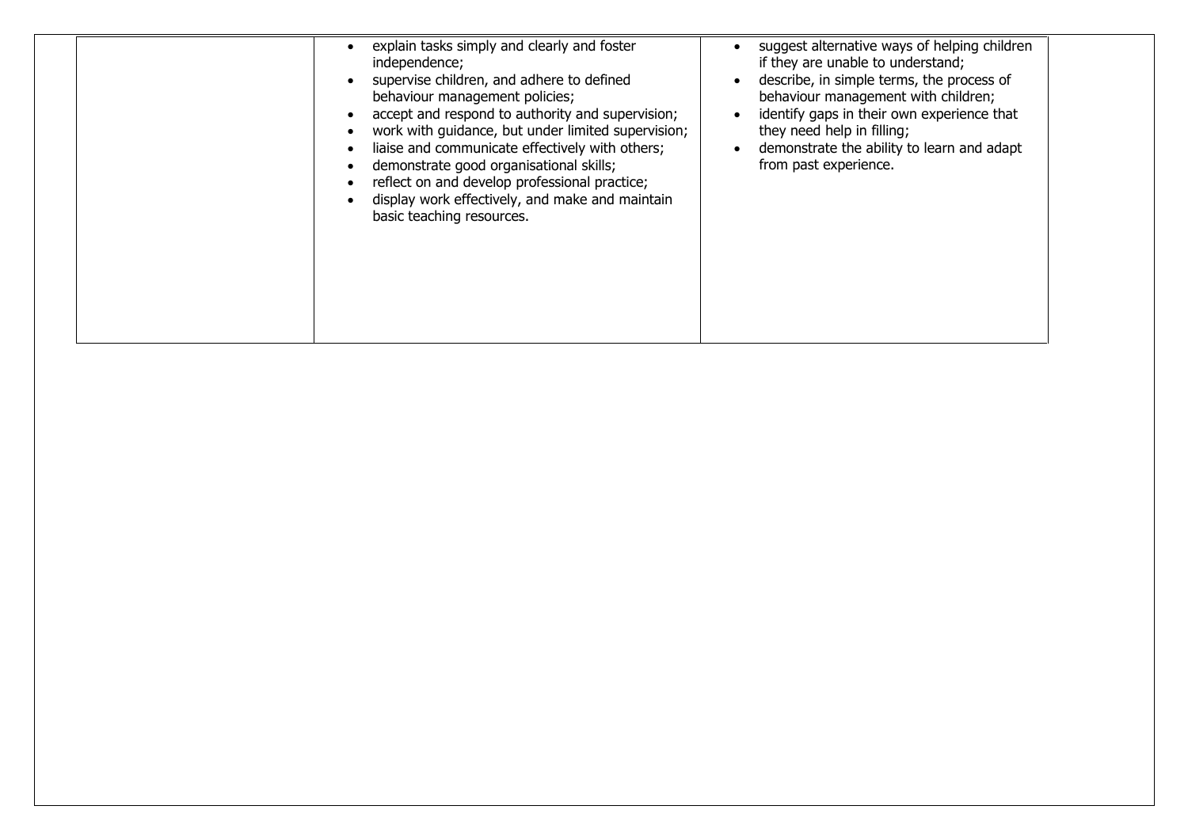| | | |
|---|---|---|
| | • explain tasks simply and clearly and foster independence;<br>• supervise children, and adhere to defined behaviour management policies;<br>• accept and respond to authority and supervision;<br>• work with guidance, but under limited supervision;<br>• liaise and communicate effectively with others;<br>• demonstrate good organisational skills;<br>• reflect on and develop professional practice;<br>• display work effectively, and make and maintain basic teaching resources. | • suggest alternative ways of helping children if they are unable to understand;<br>• describe, in simple terms, the process of behaviour management with children;<br>• identify gaps in their own experience that they need help in filling;<br>• demonstrate the ability to learn and adapt from past experience. |